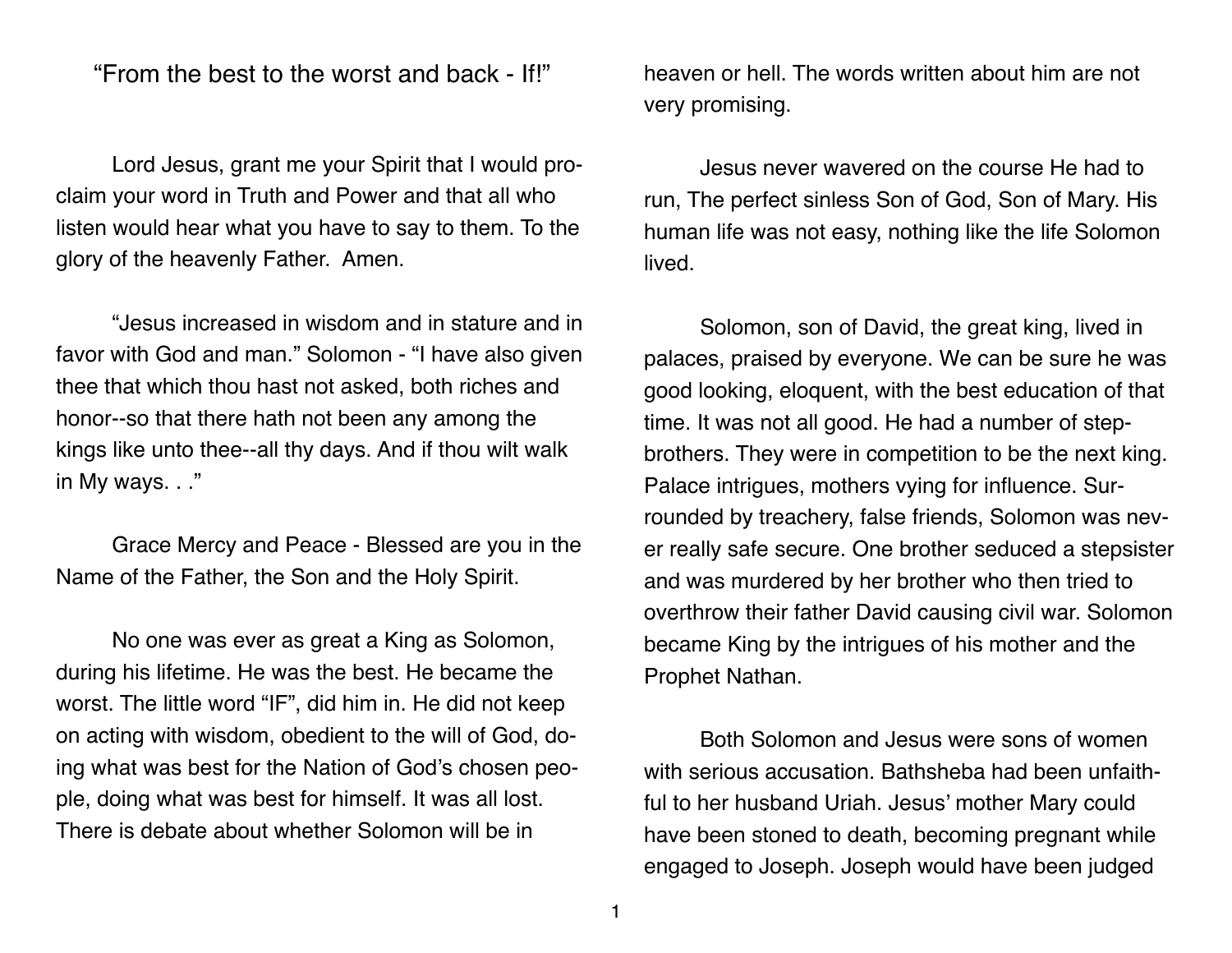# "From the best to the worst and back - If!"

Lord Jesus, grant me your Spirit that I would proclaim your word in Truth and Power and that all who listen would hear what you have to say to them. To the glory of the heavenly Father. Amen.

"Jesus increased in wisdom and in stature and in favor with God and man." Solomon - "I have also given thee that which thou hast not asked, both riches and honor--so that there hath not been any among the kings like unto thee--all thy days. And if thou wilt walk in My ways. . ."

Grace Mercy and Peace - Blessed are you in the Name of the Father, the Son and the Holy Spirit.

No one was ever as great a King as Solomon, during his lifetime. He was the best. He became the worst. The little word "IF", did him in. He did not keep on acting with wisdom, obedient to the will of God, doing what was best for the Nation of God's chosen people, doing what was best for himself. It was all lost. There is debate about whether Solomon will be in heaven or hell. The words written about him are not very promising.

Jesus never wavered on the course He had to run, The perfect sinless Son of God, Son of Mary. His human life was not easy, nothing like the life Solomon lived.

Solomon, son of David, the great king, lived in palaces, praised by everyone. We can be sure he was good looking, eloquent, with the best education of that time. It was not all good. He had a number of stepbrothers. They were in competition to be the next king. Palace intrigues, mothers vying for influence. Surrounded by treachery, false friends, Solomon was never really safe secure. One brother seduced a stepsister and was murdered by her brother who then tried to overthrow their father David causing civil war. Solomon became King by the intrigues of his mother and the Prophet Nathan.

Both Solomon and Jesus were sons of women with serious accusation. Bathsheba had been unfaithful to her husband Uriah. Jesus' mother Mary could have been stoned to death, becoming pregnant while engaged to Joseph. Joseph would have been judged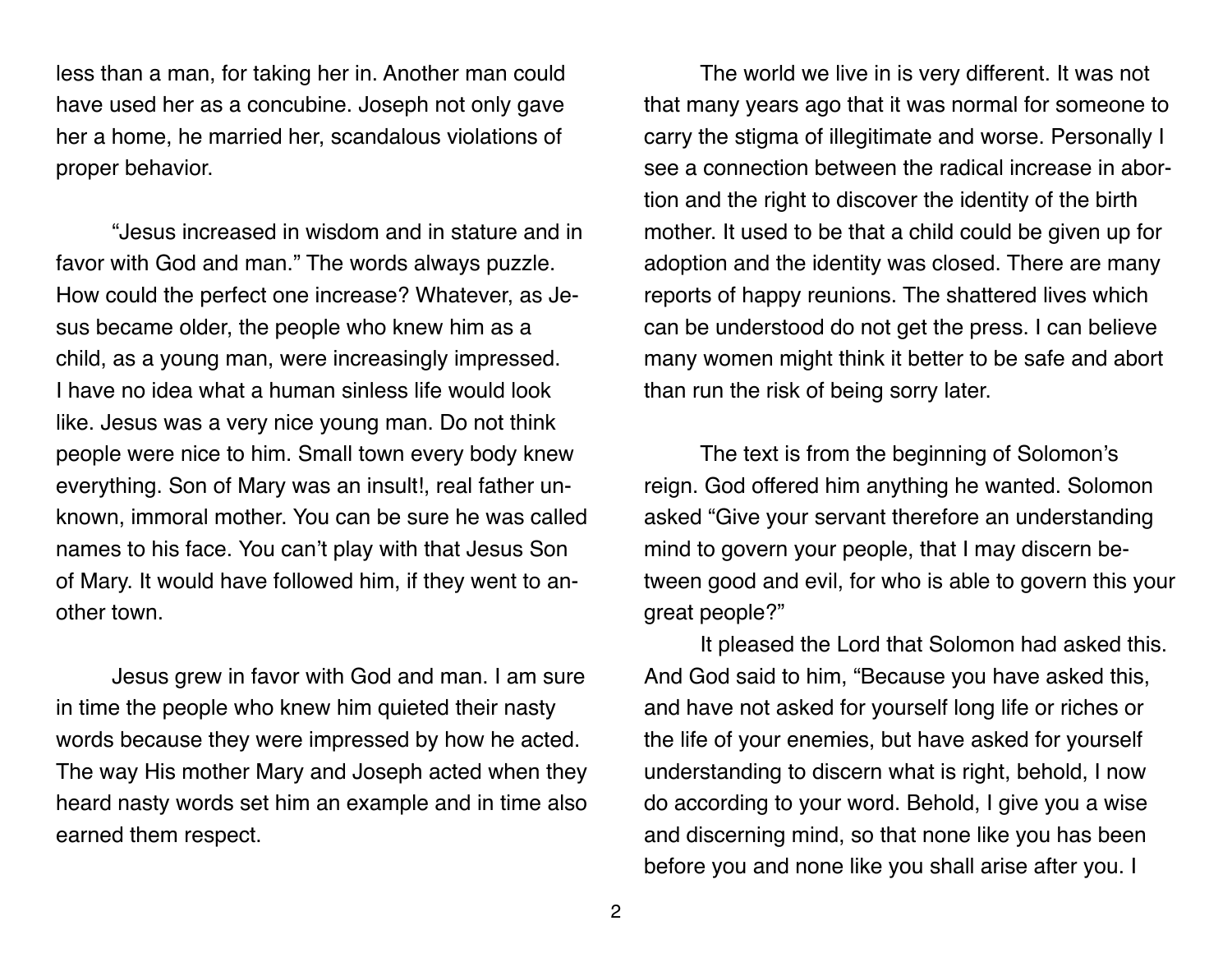less than a man, for taking her in. Another man could have used her as a concubine. Joseph not only gave her a home, he married her, scandalous violations of proper behavior.

"Jesus increased in wisdom and in stature and in favor with God and man." The words always puzzle. How could the perfect one increase? Whatever, as Jesus became older, the people who knew him as a child, as a young man, were increasingly impressed. I have no idea what a human sinless life would look like. Jesus was a very nice young man. Do not think people were nice to him. Small town every body knew everything. Son of Mary was an insult!, real father unknown, immoral mother. You can be sure he was called names to his face. You can't play with that Jesus Son of Mary. It would have followed him, if they went to another town.

Jesus grew in favor with God and man. I am sure in time the people who knew him quieted their nasty words because they were impressed by how he acted. The way His mother Mary and Joseph acted when they heard nasty words set him an example and in time also earned them respect.

The world we live in is very different. It was not that many years ago that it was normal for someone to carry the stigma of illegitimate and worse. Personally I see a connection between the radical increase in abortion and the right to discover the identity of the birth mother. It used to be that a child could be given up for adoption and the identity was closed. There are many reports of happy reunions. The shattered lives which can be understood do not get the press. I can believe many women might think it better to be safe and abort than run the risk of being sorry later.

The text is from the beginning of Solomon's reign. God offered him anything he wanted. Solomon asked "Give your servant therefore an understanding mind to govern your people, that I may discern between good and evil, for who is able to govern this your great people?"

It pleased the Lord that Solomon had asked this. And God said to him, "Because you have asked this, and have not asked for yourself long life or riches or the life of your enemies, but have asked for yourself understanding to discern what is right, behold, I now do according to your word. Behold, I give you a wise and discerning mind, so that none like you has been before you and none like you shall arise after you. I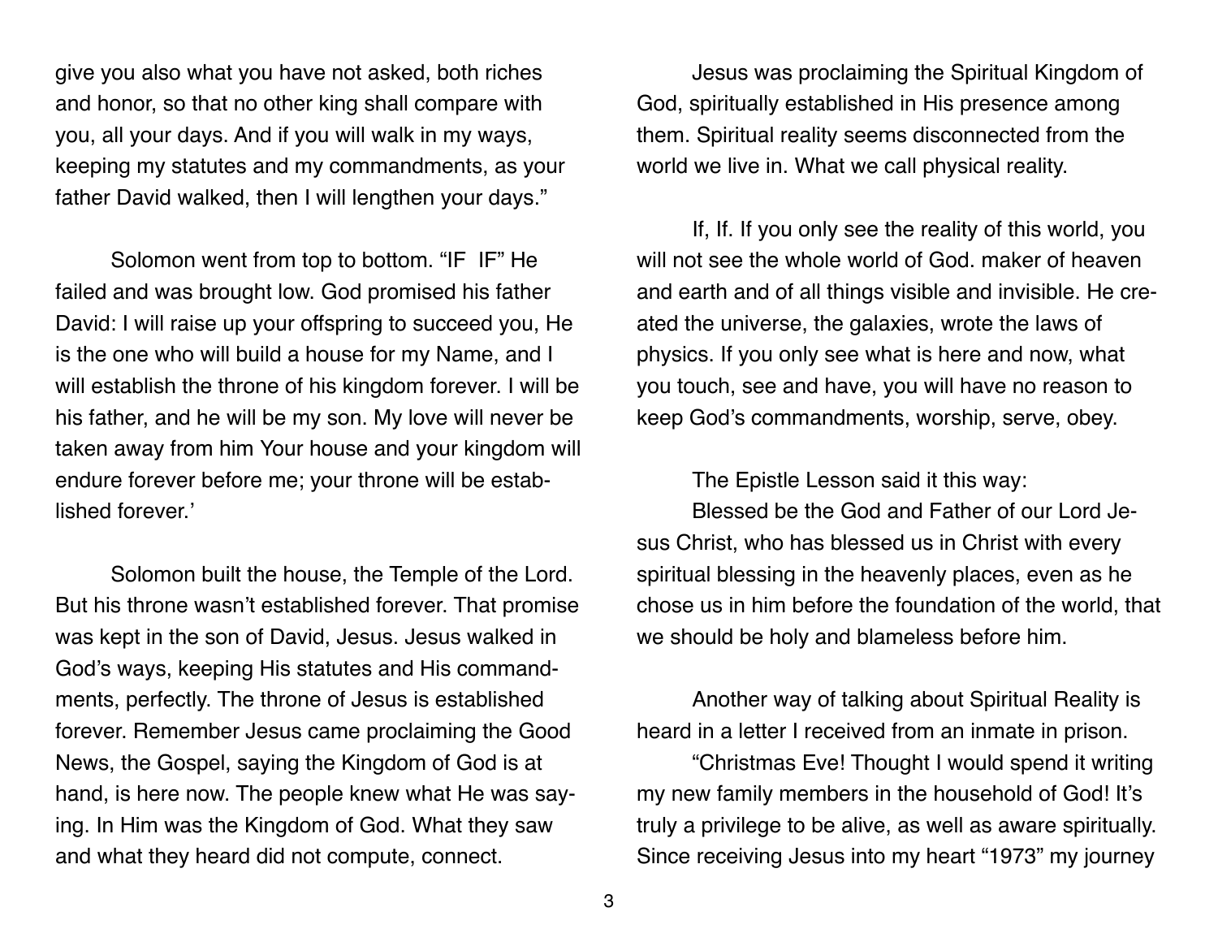give you also what you have not asked, both riches and honor, so that no other king shall compare with you, all your days. And if you will walk in my ways, keeping my statutes and my commandments, as your father David walked, then I will lengthen your days."

Solomon went from top to bottom. "IF IF" He failed and was brought low. God promised his father David: I will raise up your offspring to succeed you, He is the one who will build a house for my Name, and I will establish the throne of his kingdom forever. I will be his father, and he will be my son. My love will never be taken away from him Your house and your kingdom will endure forever before me; your throne will be established forever.'

Solomon built the house, the Temple of the Lord. But his throne wasn't established forever. That promise was kept in the son of David, Jesus. Jesus walked in God's ways, keeping His statutes and His commandments, perfectly. The throne of Jesus is established forever. Remember Jesus came proclaiming the Good News, the Gospel, saying the Kingdom of God is at hand, is here now. The people knew what He was saying. In Him was the Kingdom of God. What they saw and what they heard did not compute, connect.

Jesus was proclaiming the Spiritual Kingdom of God, spiritually established in His presence among them. Spiritual reality seems disconnected from the world we live in. What we call physical reality.

If, If. If you only see the reality of this world, you will not see the whole world of God. maker of heaven and earth and of all things visible and invisible. He created the universe, the galaxies, wrote the laws of physics. If you only see what is here and now, what you touch, see and have, you will have no reason to keep God's commandments, worship, serve, obey.

The Epistle Lesson said it this way:

Blessed be the God and Father of our Lord Jesus Christ, who has blessed us in Christ with every spiritual blessing in the heavenly places, even as he chose us in him before the foundation of the world, that we should be holy and blameless before him.

Another way of talking about Spiritual Reality is heard in a letter I received from an inmate in prison.

"Christmas Eve! Thought I would spend it writing my new family members in the household of God! It's truly a privilege to be alive, as well as aware spiritually. Since receiving Jesus into my heart "1973" my journey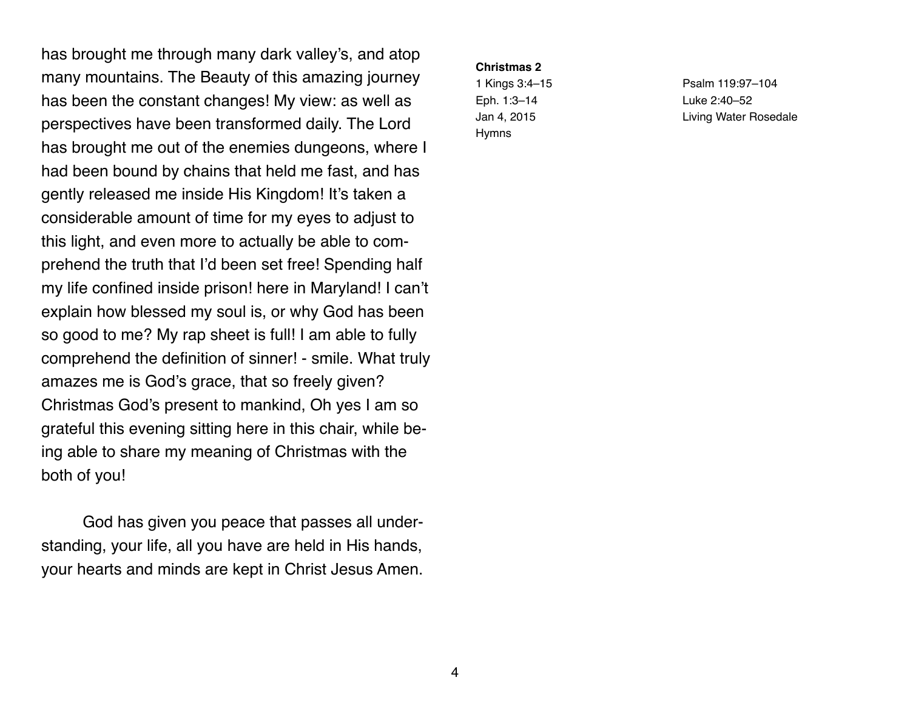has brought me through many dark valley's, and atop many mountains. The Beauty of this amazing journey has been the constant changes! My view: as well as perspectives have been transformed daily. The Lord has brought me out of the enemies dungeons, where I had been bound by chains that held me fast, and has gently released me inside His Kingdom! It's taken a considerable amount of time for my eyes to adjust to this light, and even more to actually be able to comprehend the truth that I'd been set free! Spending half my life confined inside prison! here in Maryland! I can't explain how blessed my soul is, or why God has been so good to me? My rap sheet is full! I am able to fully comprehend the definition of sinner! - smile. What truly amazes me is God's grace, that so freely given? Christmas God's present to mankind, Oh yes I am so grateful this evening sitting here in this chair, while being able to share my meaning of Christmas with the both of you!

God has given you peace that passes all understanding, your life, all you have are held in His hands, your hearts and minds are kept in Christ Jesus Amen.

**Christmas 2**

1 Kings 3:4–15
Psalm 119:97–104
Eph. 1:3–14
Luke 2:40–52
Jan 4, 2015
Living Water Rosedale
Hymns